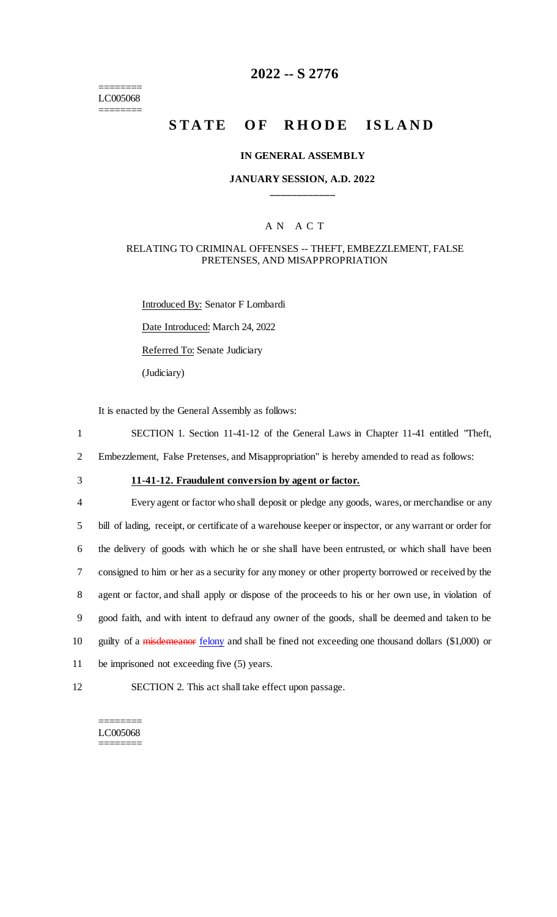========
LC005068
========

# 2022 -- S 2776

# STATE OF RHODE ISLAND

### IN GENERAL ASSEMBLY

### JANUARY SESSION, A.D. 2022

---

## AN ACT

### RELATING TO CRIMINAL OFFENSES -- THEFT, EMBEZZLEMENT, FALSE PRETENSES, AND MISAPPROPRIATION

Introduced By: Senator F Lombardi

Date Introduced: March 24, 2022

Referred To: Senate Judiciary

(Judiciary)

It is enacted by the General Assembly as follows:

1 SECTION 1. Section 11-41-12 of the General Laws in Chapter 11-41 entitled "Theft,
2 Embezzlement, False Pretenses, and Misappropriation" is hereby amended to read as follows:

3 **11-41-12. Fraudulent conversion by agent or factor.**

4 Every agent or factor who shall deposit or pledge any goods, wares, or merchandise or any
5 bill of lading, receipt, or certificate of a warehouse keeper or inspector, or any warrant or order for
6 the delivery of goods with which he or she shall have been entrusted, or which shall have been
7 consigned to him or her as a security for any money or other property borrowed or received by the
8 agent or factor, and shall apply or dispose of the proceeds to his or her own use, in violation of
9 good faith, and with intent to defraud any owner of the goods, shall be deemed and taken to be
10 guilty of a ~~misdemeanor~~ felony and shall be fined not exceeding one thousand dollars ($1,000) or
11 be imprisoned not exceeding five (5) years.

12 SECTION 2. This act shall take effect upon passage.

========
LC005068
========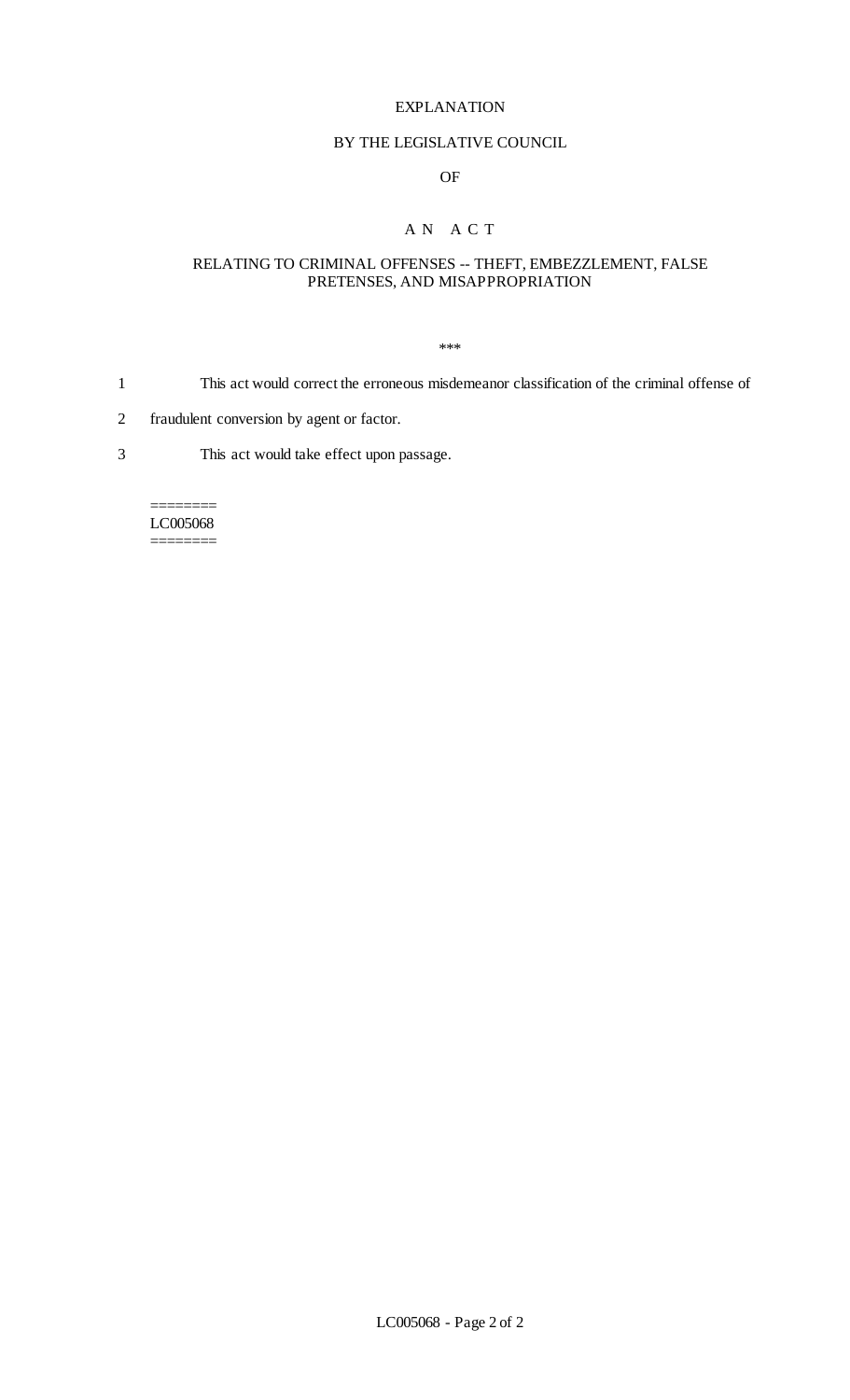EXPLANATION

BY THE LEGISLATIVE COUNCIL

OF

A N A C T

RELATING TO CRIMINAL OFFENSES -- THEFT, EMBEZZLEMENT, FALSE PRETENSES, AND MISAPPROPRIATION

\*\*\*

This act would correct the erroneous misdemeanor classification of the criminal offense of fraudulent conversion by agent or factor.

This act would take effect upon passage.

========
LC005068
========